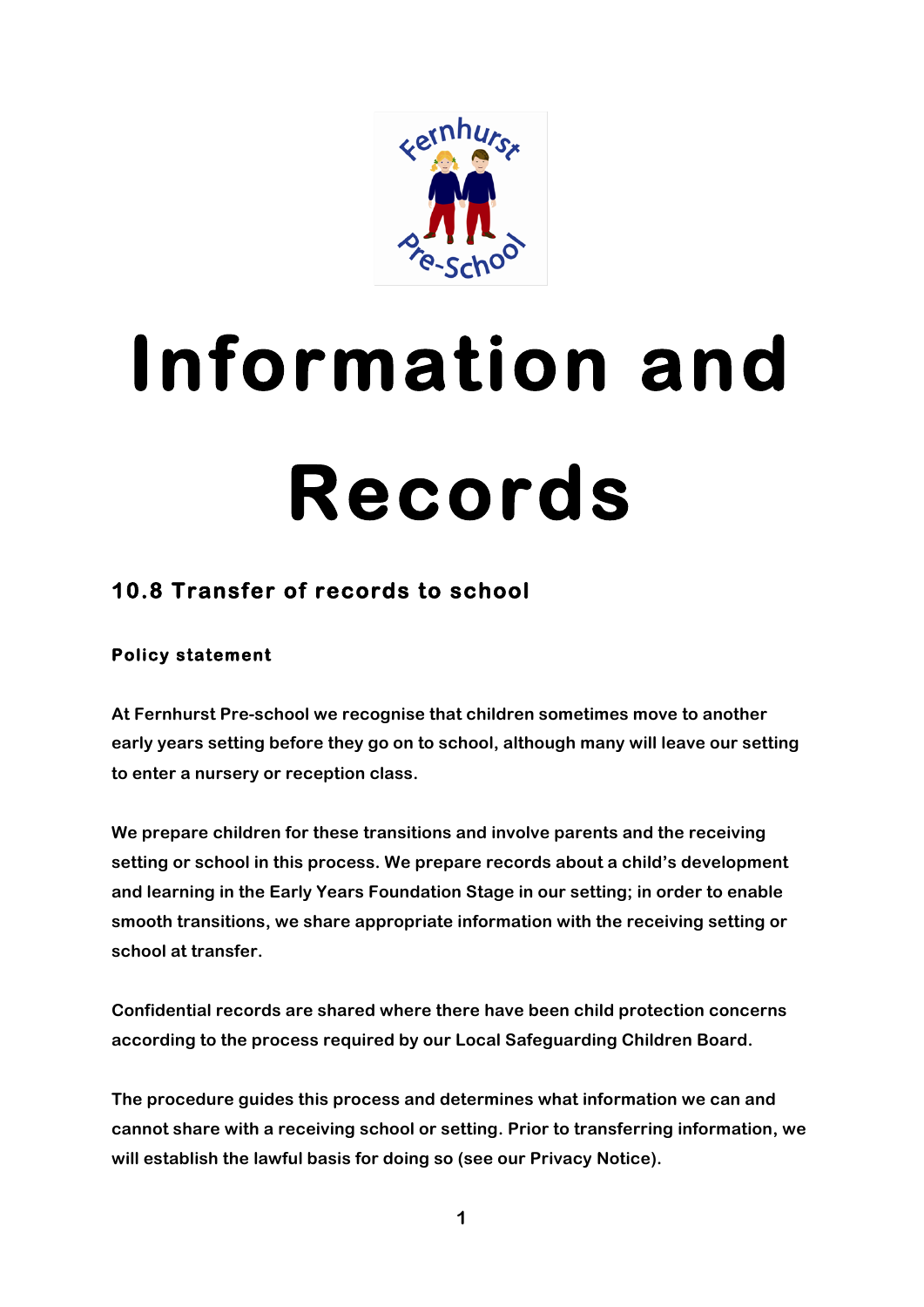# Information and Records

## 10.8 Transfer of records to school

### Policy statement

At Fernhurst Pre-school we recognise that children sometimes move to another early years setting before they go on to school, although many will leave our setting to enter a nursery or reception class.

We prepare children for these transitions and involve parents and the receiving setting or school in this process. We prepare records about a child's development and learning in the Early Years Foundation Stage in our setting; in order to enable smooth transitions, we share appropriate information with the receiving setting or school at transfer.

Confidential records are shared where there have been child protection concerns according to the process required by our Local Safeguarding Children Board.

The procedure guides this process and determines what information we can and cannot share with a receiving school or setting. Prior to transferring information, we will establish the lawful basis for doing so (see our Privacy Notice).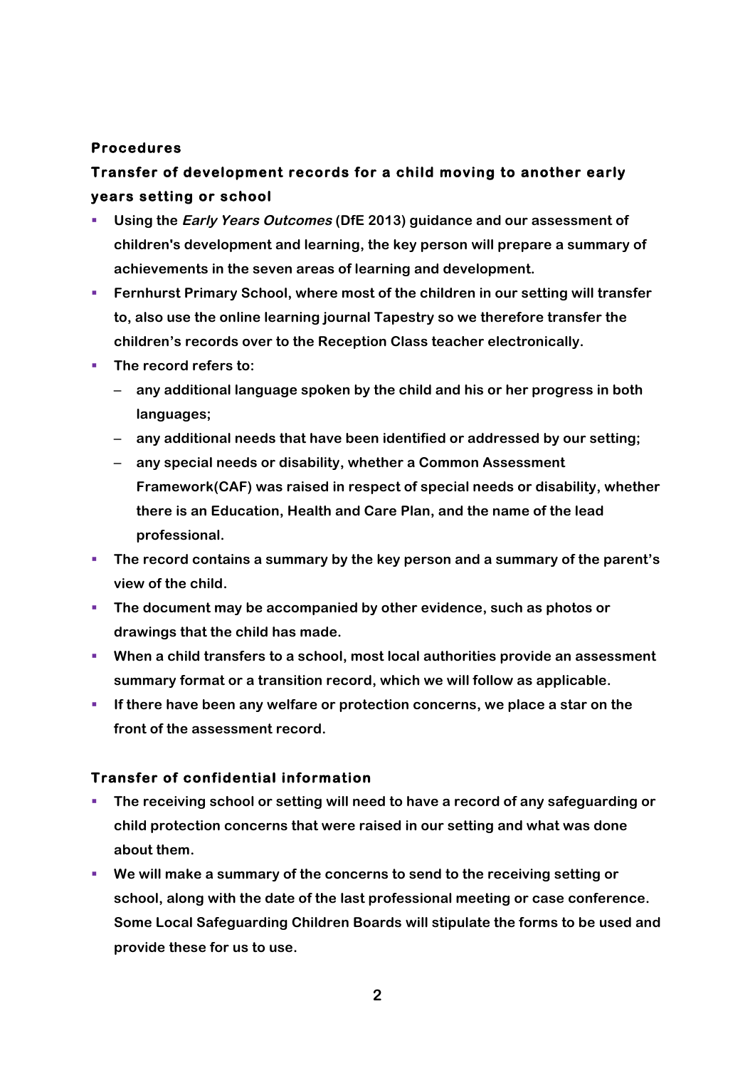**Procedures**

**Transfer of development records for a child moving to another early years setting or school**

- Using the ***Early Years Outcomes*** (DfE 2013) guidance and our assessment of children's development and learning, the key person will prepare a summary of achievements in the seven areas of learning and development.
- Fernhurst Primary School, where most of the children in our setting will transfer to, also use the online learning journal Tapestry so we therefore transfer the children's records over to the Reception Class teacher electronically.
- The record refers to:
  - any additional language spoken by the child and his or her progress in both languages;
  - any additional needs that have been identified or addressed by our setting;
  - any special needs or disability, whether a Common Assessment Framework(CAF) was raised in respect of special needs or disability, whether there is an Education, Health and Care Plan, and the name of the lead professional.
- The record contains a summary by the key person and a summary of the parent's view of the child.
- The document may be accompanied by other evidence, such as photos or drawings that the child has made.
- When a child transfers to a school, most local authorities provide an assessment summary format or a transition record, which we will follow as applicable.
- If there have been any welfare or protection concerns, we place a star on the front of the assessment record.

**Transfer of confidential information**

- The receiving school or setting will need to have a record of any safeguarding or child protection concerns that were raised in our setting and what was done about them.
- We will make a summary of the concerns to send to the receiving setting or school, along with the date of the last professional meeting or case conference. Some Local Safeguarding Children Boards will stipulate the forms to be used and provide these for us to use.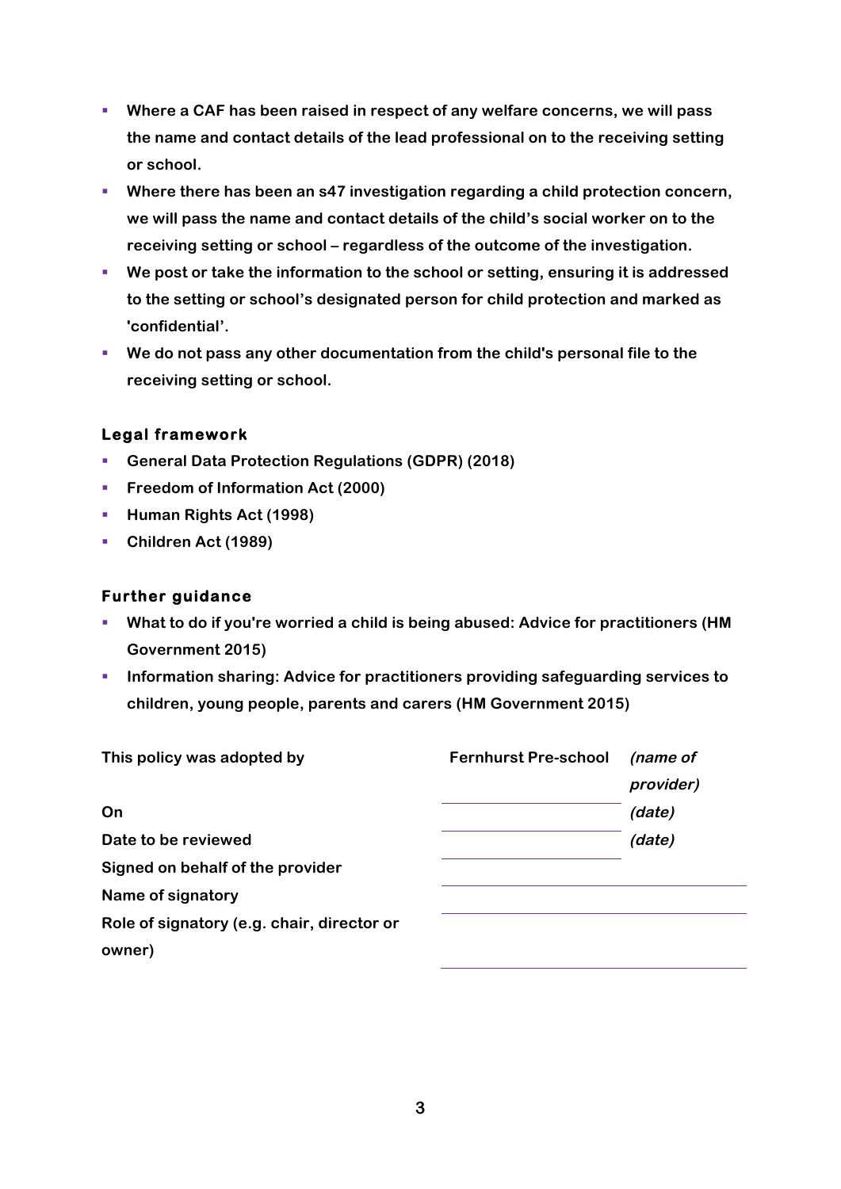- **Where a CAF has been raised in respect of any welfare concerns, we will pass the name and contact details of the lead professional on to the receiving setting or school.**
- **Where there has been an s47 investigation regarding a child protection concern, we will pass the name and contact details of the child's social worker on to the receiving setting or school – regardless of the outcome of the investigation.**
- **We post or take the information to the school or setting, ensuring it is addressed to the setting or school's designated person for child protection and marked as 'confidential'.**
- **We do not pass any other documentation from the child's personal file to the receiving setting or school.**

### Legal framework

- **General Data Protection Regulations (GDPR) (2018)**
- **Freedom of Information Act (2000)**
- **Human Rights Act (1998)**
- **Children Act (1989)**

### Further guidance

- **What to do if you're worried a child is being abused: Advice for practitioners (HM Government 2015)**
- **Information sharing: Advice for practitioners providing safeguarding services to children, young people, parents and carers (HM Government 2015)**

| | | |
|---|---|---|
| **This policy was adopted by** | **Fernhurst Pre-school** | ***(name of provider)*** |
| **On** | | ***(date)*** |
| **Date to be reviewed** | | ***(date)*** |
| **Signed on behalf of the provider** | | |
| **Name of signatory** | | |
| **Role of signatory (e.g. chair, director or owner)** | | |